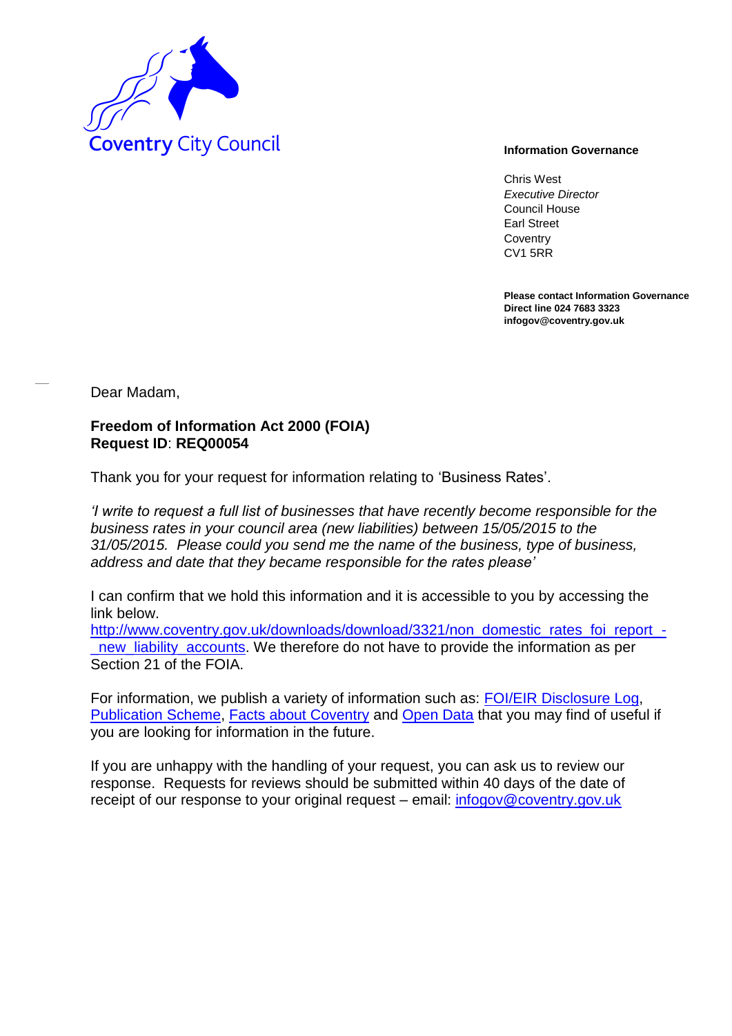Coventry City Council

**Information Governance**

Chris West
*Executive Director*
Council House
Earl Street
Coventry
CV1 5RR

**Please contact Information Governance**
**Direct line 024 7683 3323**
**infogov@coventry.gov.uk**

Dear Madam,

**Freedom of Information Act 2000 (FOIA)**
**Request ID**: **REQ00054**

Thank you for your request for information relating to 'Business Rates'.

*'I write to request a full list of businesses that have recently become responsible for the business rates in your council area (new liabilities) between 15/05/2015 to the 31/05/2015. Please could you send me the name of the business, type of business, address and date that they became responsible for the rates please'*

I can confirm that we hold this information and it is accessible to you by accessing the link below.
[http://www.coventry.gov.uk/downloads/download/3321/non_domestic_rates_foi_report_-_new_liability_accounts](http://www.coventry.gov.uk/downloads/download/3321/non_domestic_rates_foi_report_-_new_liability_accounts). We therefore do not have to provide the information as per Section 21 of the FOIA.

For information, we publish a variety of information such as: FOI/EIR Disclosure Log, Publication Scheme, Facts about Coventry and Open Data that you may find of useful if you are looking for information in the future.

If you are unhappy with the handling of your request, you can ask us to review our response. Requests for reviews should be submitted within 40 days of the date of receipt of our response to your original request – email: infogov@coventry.gov.uk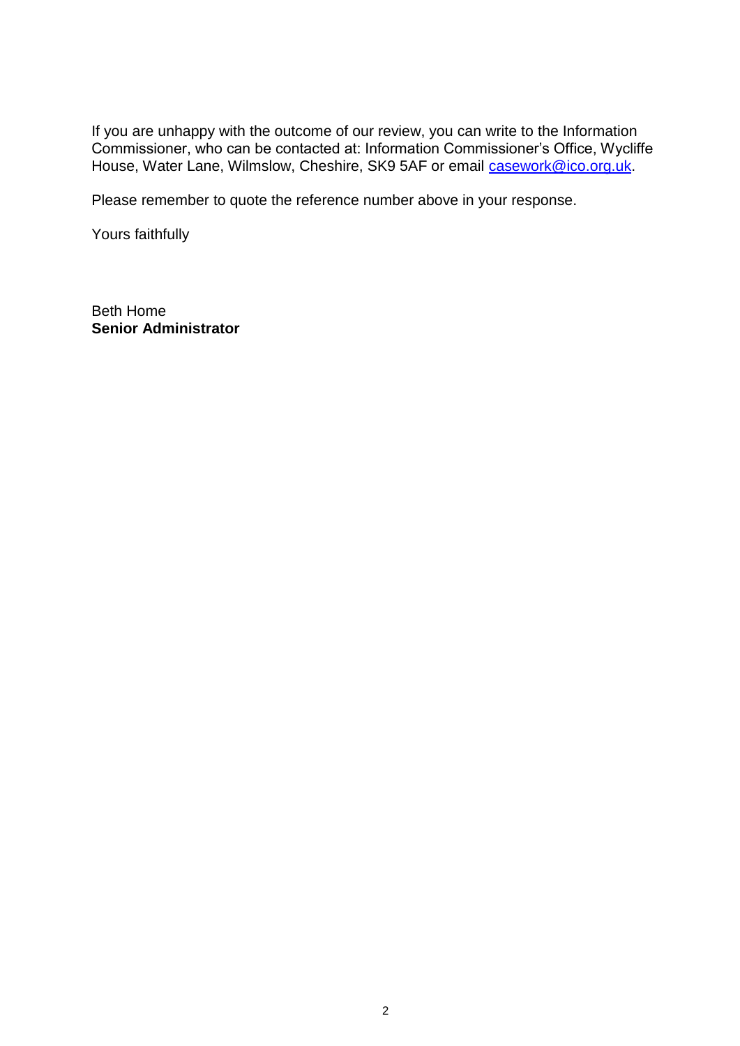If you are unhappy with the outcome of our review, you can write to the Information Commissioner, who can be contacted at: Information Commissioner's Office, Wycliffe House, Water Lane, Wilmslow, Cheshire, SK9 5AF or email casework@ico.org.uk.

Please remember to quote the reference number above in your response.

Yours faithfully

Beth Home
**Senior Administrator**